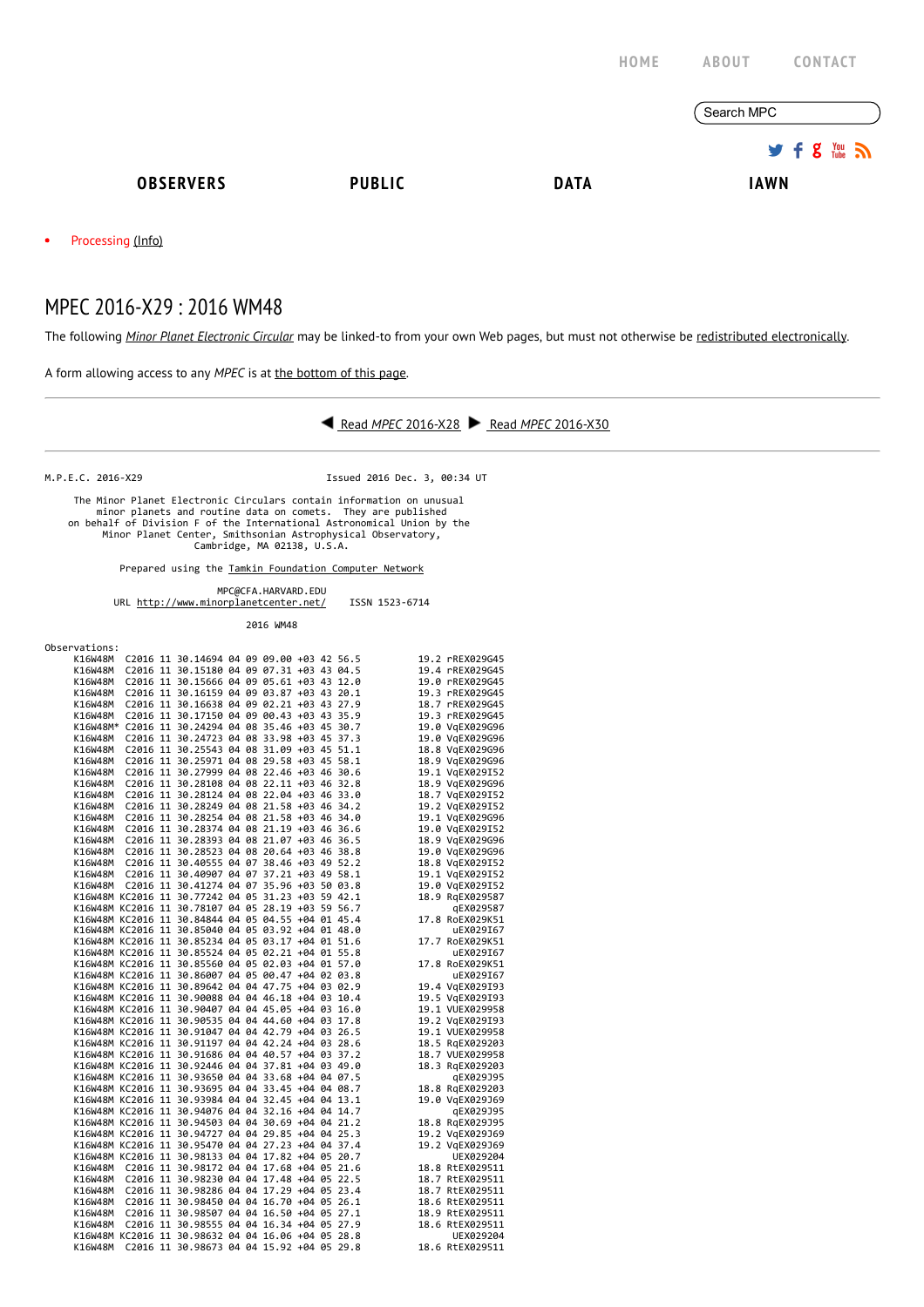HOME ABOUT CONTACT

Search MPC

**OBSERVERS** **PUBLIC** **DATA** **IAWN**

- Processing (Info)

# MPEC 2016-X29 : 2016 WM48

The following *Minor Planet Electronic Circular* may be linked-to from your own Web pages, but must not otherwise be redistributed electronically.

A form allowing access to any *MPEC* is at the bottom of this page.

Read *MPEC* 2016-X28 Read *MPEC* 2016-X30

```
M.P.E.C. 2016-X29                                Issued 2016 Dec. 3, 00:34 UT

     The Minor Planet Electronic Circulars contain information on unusual
         minor planets and routine data on comets.  They are published
    on behalf of Division F of the International Astronomical Union by the
          Minor Planet Center, Smithsonian Astrophysical Observatory,
                          Cambridge, MA 02138, U.S.A.

                Prepared using the Tamkin Foundation Computer Network

                             MPC@CFA.HARVARD.EDU
          URL http://www.minorplanetcenter.net/    ISSN 1523-6714

                                  2016 WM48

Observations:
     K16W48M  C2016 11 30.14694 04 09 09.00 +03 42 56.5          19.2 rREX029G45
     K16W48M  C2016 11 30.15180 04 09 07.31 +03 43 04.5          19.4 rREX029G45
     K16W48M  C2016 11 30.15666 04 09 05.61 +03 43 12.0          19.0 rREX029G45
     K16W48M  C2016 11 30.16159 04 09 03.87 +03 43 20.1          19.3 rREX029G45
     K16W48M  C2016 11 30.16638 04 09 02.21 +03 43 27.9          18.7 rREX029G45
     K16W48M  C2016 11 30.17150 04 09 00.43 +03 43 35.9          19.3 rREX029G45
     K16W48M* C2016 11 30.24294 04 08 35.46 +03 45 30.7          19.0 VqEX029G96
     K16W48M  C2016 11 30.24723 04 08 33.98 +03 45 37.3          19.0 VqEX029G96
     K16W48M  C2016 11 30.25543 04 08 31.09 +03 45 51.1          18.8 VqEX029G96
     K16W48M  C2016 11 30.25971 04 08 29.58 +03 45 58.1          18.9 VqEX029G96
     K16W48M  C2016 11 30.27999 04 08 22.46 +03 46 30.6          19.1 VqEX029I52
     K16W48M  C2016 11 30.28108 04 08 22.11 +03 46 32.8          18.9 VqEX029G96
     K16W48M  C2016 11 30.28124 04 08 22.04 +03 46 33.0          18.7 VqEX029I52
     K16W48M  C2016 11 30.28249 04 08 21.58 +03 46 34.2          19.2 VqEX029I52
     K16W48M  C2016 11 30.28254 04 08 21.58 +03 46 34.0          19.1 VqEX029G96
     K16W48M  C2016 11 30.28374 04 08 21.19 +03 46 36.6          19.0 VqEX029I52
     K16W48M  C2016 11 30.28393 04 08 21.07 +03 46 36.5          18.9 VqEX029G96
     K16W48M  C2016 11 30.28523 04 08 20.64 +03 46 38.8          19.0 VqEX029G96
     K16W48M  C2016 11 30.40555 04 07 38.46 +03 49 52.2          18.8 VqEX029I52
     K16W48M  C2016 11 30.40907 04 07 37.21 +03 49 58.1          19.1 VqEX029I52
     K16W48M  C2016 11 30.41274 04 07 35.96 +03 50 03.8          19.0 VqEX029I52
     K16W48M KC2016 11 30.77242 04 05 31.23 +03 59 42.1          18.9 RqEX029587
     K16W48M KC2016 11 30.78107 04 05 28.19 +03 59 56.7               qEX029587
     K16W48M KC2016 11 30.84844 04 05 04.55 +04 01 45.4          17.8 RoEX029K51
     K16W48M KC2016 11 30.85040 04 05 03.92 +04 01 48.0               uEX029I67
     K16W48M KC2016 11 30.85234 04 05 03.17 +04 01 51.6          17.7 RoEX029K51
     K16W48M KC2016 11 30.85524 04 05 02.21 +04 01 55.8               uEX029I67
     K16W48M KC2016 11 30.85560 04 05 02.03 +04 01 57.0          17.8 RoEX029K51
     K16W48M KC2016 11 30.86007 04 05 00.47 +04 02 03.8               uEX029I67
     K16W48M KC2016 11 30.89642 04 04 47.75 +04 03 02.9          19.4 VqEX029I93
     K16W48M KC2016 11 30.90088 04 04 46.18 +04 03 10.4          19.5 VqEX029I93
     K16W48M KC2016 11 30.90407 04 04 45.05 +04 03 16.0          19.1 VUEX029958
     K16W48M KC2016 11 30.90535 04 04 44.60 +04 03 17.8          19.2 VqEX029I93
     K16W48M KC2016 11 30.91047 04 04 42.79 +04 03 26.5          19.1 VUEX029958
     K16W48M KC2016 11 30.91197 04 04 42.24 +04 03 28.6          18.5 RqEX029203
     K16W48M KC2016 11 30.91686 04 04 40.57 +04 03 37.2          18.7 VUEX029958
     K16W48M KC2016 11 30.92446 04 04 37.81 +04 03 49.0          18.3 RqEX029203
     K16W48M KC2016 11 30.93650 04 04 33.68 +04 04 07.5               qEX029J95
     K16W48M KC2016 11 30.93695 04 04 33.45 +04 04 08.7          18.8 RqEX029203
     K16W48M KC2016 11 30.93984 04 04 32.45 +04 04 13.1          19.0 VqEX029J69
     K16W48M KC2016 11 30.94076 04 04 32.16 +04 04 14.7               qEX029J95
     K16W48M KC2016 11 30.94503 04 04 30.69 +04 04 21.2          18.8 RqEX029J95
     K16W48M KC2016 11 30.94727 04 04 29.85 +04 04 25.3          19.2 VqEX029J69
     K16W48M KC2016 11 30.95470 04 04 27.23 +04 04 37.4          19.2 VqEX029J69
     K16W48M KC2016 11 30.98133 04 04 17.82 +04 05 20.7               UEX029204
     K16W48M  C2016 11 30.98172 04 04 17.68 +04 05 21.6          18.8 RtEX029511
     K16W48M  C2016 11 30.98230 04 04 17.48 +04 05 22.5          18.7 RtEX029511
     K16W48M  C2016 11 30.98286 04 04 17.29 +04 05 23.4          18.7 RtEX029511
     K16W48M  C2016 11 30.98450 04 04 16.70 +04 05 26.1          18.6 RtEX029511
     K16W48M  C2016 11 30.98507 04 04 16.50 +04 05 27.1          18.9 RtEX029511
     K16W48M  C2016 11 30.98555 04 04 16.34 +04 05 27.9          18.6 RtEX029511
     K16W48M KC2016 11 30.98632 04 04 16.06 +04 05 28.8               UEX029204
     K16W48M  C2016 11 30.98673 04 04 15.92 +04 05 29.8          18.6 RtEX029511
```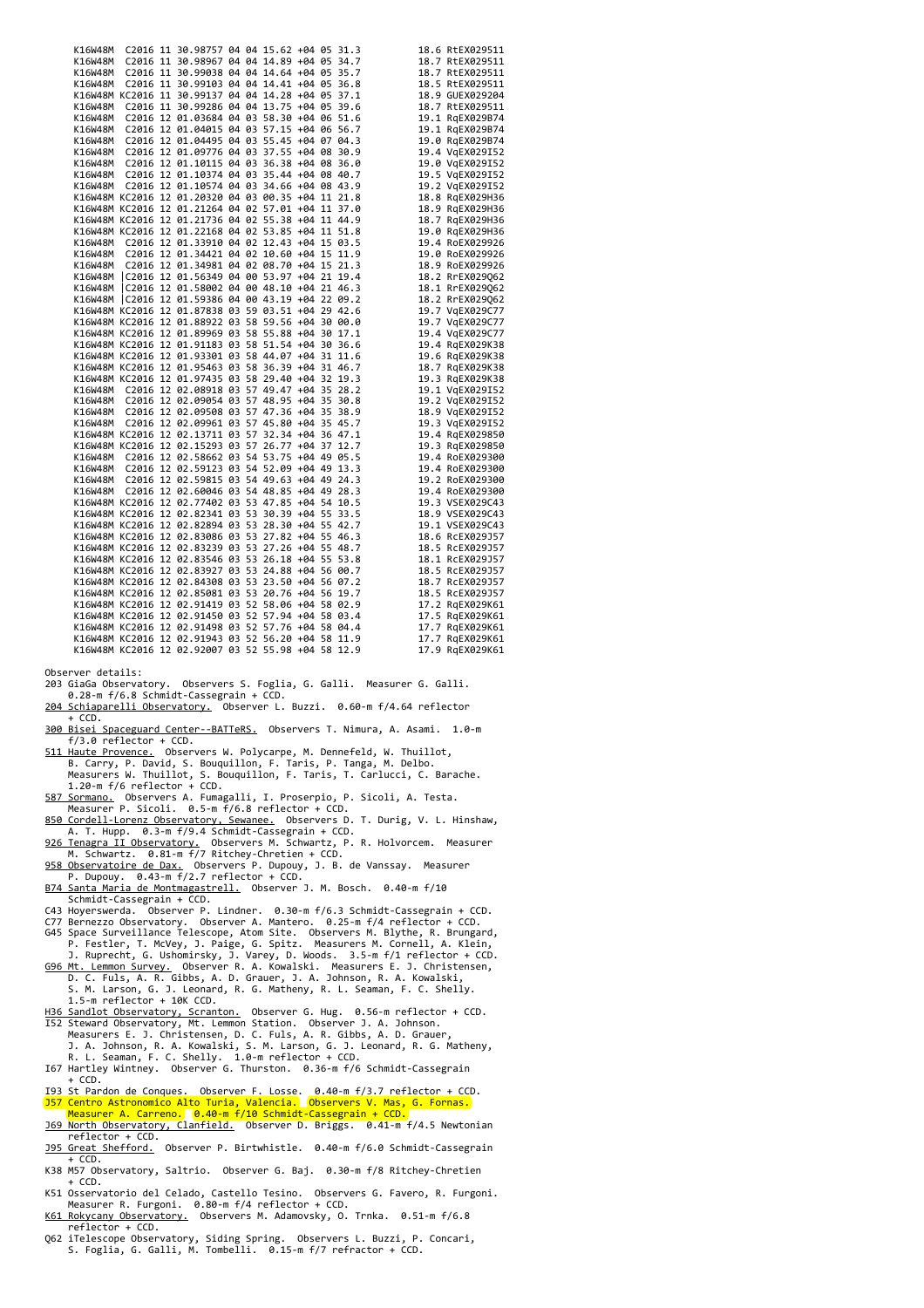```
     K16W48M  C2016 11 30.98757 04 04 15.62 +04 05 31.3          18.6 RtEX029511
     K16W48M  C2016 11 30.98967 04 04 14.89 +04 05 34.7          18.7 RtEX029511
     K16W48M  C2016 11 30.99038 04 04 14.64 +04 05 35.7          18.7 RtEX029511
     K16W48M  C2016 11 30.99103 04 04 14.41 +04 05 36.8          18.5 RtEX029511
     K16W48M KC2016 11 30.99137 04 04 14.28 +04 05 37.1          18.9 GUEX029204
     K16W48M  C2016 11 30.99286 04 04 13.75 +04 05 39.6          18.7 RtEX029511
     K16W48M  C2016 12 01.03684 04 03 58.30 +04 06 51.6          19.1 RqEX029B74
     K16W48M  C2016 12 01.04015 04 03 57.15 +04 06 56.7          19.1 RqEX029B74
     K16W48M  C2016 12 01.04495 04 03 55.45 +04 07 04.3          19.0 RqEX029B74
     K16W48M  C2016 12 01.09776 04 03 37.55 +04 08 30.9          19.4 VqEX029I52
     K16W48M  C2016 12 01.10115 04 03 36.38 +04 08 36.0          19.0 VqEX029I52
     K16W48M  C2016 12 01.10374 04 03 35.44 +04 08 40.7          19.5 VqEX029I52
     K16W48M  C2016 12 01.10574 04 03 34.66 +04 08 43.9          19.2 VqEX029I52
     K16W48M KC2016 12 01.20320 04 03 00.35 +04 11 21.8          18.8 RqEX029H36
     K16W48M KC2016 12 01.21264 04 02 57.01 +04 11 37.0          18.9 RqEX029H36
     K16W48M KC2016 12 01.21736 04 02 55.38 +04 11 44.9          18.7 RqEX029H36
     K16W48M KC2016 12 01.22168 04 02 53.85 +04 11 51.8          19.0 RqEX029H36
     K16W48M  C2016 12 01.33910 04 02 12.43 +04 15 03.5          19.4 RoEX029926
     K16W48M  C2016 12 01.34421 04 02 10.60 +04 15 11.9          19.0 RoEX029926
     K16W48M  C2016 12 01.34981 04 02 08.70 +04 15 21.3          18.9 RoEX029926
     K16W48M |C2016 12 01.56349 04 00 53.97 +04 21 19.4          18.2 RrEX029Q62
     K16W48M |C2016 12 01.58002 04 00 48.10 +04 21 46.3          18.1 RrEX029Q62
     K16W48M |C2016 12 01.59386 04 00 43.19 +04 22 09.2          18.2 RrEX029Q62
     K16W48M KC2016 12 01.87838 03 59 03.51 +04 29 42.6          19.7 VqEX029C77
     K16W48M KC2016 12 01.88922 03 58 59.56 +04 30 00.0          19.7 VqEX029C77
     K16W48M KC2016 12 01.89969 03 58 55.88 +04 30 17.1          19.4 VqEX029C77
     K16W48M KC2016 12 01.91183 03 58 51.54 +04 30 36.6          19.4 RqEX029K38
     K16W48M KC2016 12 01.93301 03 58 44.07 +04 31 11.6          19.6 RqEX029K38
     K16W48M KC2016 12 01.95463 03 58 36.39 +04 31 46.7          18.7 RqEX029K38
     K16W48M KC2016 12 01.97435 03 58 29.40 +04 32 19.3          19.3 RqEX029K38
     K16W48M  C2016 12 02.08918 03 57 49.47 +04 35 28.2          19.1 VqEX029I52
     K16W48M  C2016 12 02.09054 03 57 48.95 +04 35 30.8          19.2 VqEX029I52
     K16W48M  C2016 12 02.09508 03 57 47.36 +04 35 38.9          18.9 VqEX029I52
     K16W48M  C2016 12 02.09961 03 57 45.80 +04 35 45.7          19.3 VqEX029I52
     K16W48M KC2016 12 02.13711 03 57 32.34 +04 36 47.1          19.4 RqEX029850
     K16W48M KC2016 12 02.15293 03 57 26.77 +04 37 12.7          19.3 RqEX029850
     K16W48M  C2016 12 02.58662 03 54 53.75 +04 49 05.5          19.4 RoEX029300
     K16W48M  C2016 12 02.59123 03 54 52.09 +04 49 13.3          19.4 RoEX029300
     K16W48M  C2016 12 02.59815 03 54 49.63 +04 49 24.3          19.2 RoEX029300
     K16W48M  C2016 12 02.60046 03 54 48.85 +04 49 28.3          19.4 RoEX029300
     K16W48M KC2016 12 02.77402 03 53 47.85 +04 54 10.5          19.3 VSEX029C43
     K16W48M KC2016 12 02.82341 03 53 30.39 +04 55 33.5          18.9 VSEX029C43
     K16W48M KC2016 12 02.82894 03 53 28.30 +04 55 42.7          19.1 VSEX029C43
     K16W48M KC2016 12 02.83086 03 53 27.82 +04 55 46.3          18.6 RcEX029J57
     K16W48M KC2016 12 02.83239 03 53 27.26 +04 55 48.7          18.5 RcEX029J57
     K16W48M KC2016 12 02.83546 03 53 26.18 +04 55 53.8          18.1 RcEX029J57
     K16W48M KC2016 12 02.83927 03 53 24.88 +04 56 00.7          18.5 RcEX029J57
     K16W48M KC2016 12 02.84308 03 53 23.50 +04 56 07.2          18.7 RcEX029J57
     K16W48M KC2016 12 02.85081 03 53 20.76 +04 56 19.7          18.5 RcEX029J57
     K16W48M KC2016 12 02.91419 03 52 58.06 +04 58 02.9          17.2 RqEX029K61
     K16W48M KC2016 12 02.91450 03 52 57.94 +04 58 03.4          17.5 RqEX029K61
     K16W48M KC2016 12 02.91498 03 52 57.76 +04 58 04.4          17.7 RqEX029K61
     K16W48M KC2016 12 02.91943 03 52 56.20 +04 58 11.9          17.7 RqEX029K61
     K16W48M KC2016 12 02.92007 03 52 55.98 +04 58 12.9          17.9 RqEX029K61
```

Observer details:

203 GiaGa Observatory. Observers S. Foglia, G. Galli. Measurer G. Galli. 0.28-m f/6.8 Schmidt-Cassegrain + CCD.

204 Schiaparelli Observatory. Observer L. Buzzi. 0.60-m f/4.64 reflector + CCD.

300 Bisei Spaceguard Center--BATTeRS. Observers T. Nimura, A. Asami. 1.0-m f/3.0 reflector + CCD.

511 Haute Provence. Observers W. Polycarpe, M. Dennefeld, W. Thuillot, B. Carry, P. David, S. Bouquillon, F. Taris, P. Tanga, M. Delbo. Measurers W. Thuillot, S. Bouquillon, F. Taris, T. Carlucci, C. Barache. 1.20-m f/6 reflector + CCD.

587 Sormano. Observers A. Fumagalli, I. Proserpio, P. Sicoli, A. Testa. Measurer P. Sicoli. 0.5-m f/6.8 reflector + CCD.

850 Cordell-Lorenz Observatory, Sewanee. Observers D. T. Durig, V. L. Hinshaw, A. T. Hupp. 0.3-m f/9.4 Schmidt-Cassegrain + CCD.

926 Tenagra II Observatory. Observers M. Schwartz, P. R. Holvorcem. Measurer M. Schwartz. 0.81-m f/7 Ritchey-Chretien + CCD.

958 Observatoire de Dax. Observers P. Dupouy, J. B. de Vanssay. Measurer P. Dupouy. 0.43-m f/2.7 reflector + CCD.

B74 Santa Maria de Montmagastrell. Observer J. M. Bosch. 0.40-m f/10 Schmidt-Cassegrain + CCD.

C43 Hoyerswerda. Observer P. Lindner. 0.30-m f/6.3 Schmidt-Cassegrain + CCD.

C77 Bernezzo Observatory. Observer A. Mantero. 0.25-m f/4 reflector + CCD.

G45 Space Surveillance Telescope, Atom Site. Observers M. Blythe, R. Brungard, P. Festler, T. McVey, J. Paige, G. Spitz. Measurers M. Cornell, A. Klein, J. Ruprecht, G. Ushomirsky, J. Varey, D. Woods. 3.5-m f/1 reflector + CCD.

G96 Mt. Lemmon Survey. Observer R. A. Kowalski. Measurers E. J. Christensen, D. C. Fuls, A. R. Gibbs, A. D. Grauer, J. A. Johnson, R. A. Kowalski, S. M. Larson, G. J. Leonard, R. G. Matheny, R. L. Seaman, F. C. Shelly. 1.5-m reflector + 10K CCD.

H36 Sandlot Observatory, Scranton. Observer G. Hug. 0.56-m reflector + CCD.

I52 Steward Observatory, Mt. Lemmon Station. Observer J. A. Johnson. Measurers E. J. Christensen, D. C. Fuls, A. R. Gibbs, A. D. Grauer, J. A. Johnson, R. A. Kowalski, S. M. Larson, G. J. Leonard, R. G. Matheny, R. L. Seaman, F. C. Shelly. 1.0-m reflector + CCD.

I67 Hartley Wintney. Observer G. Thurston. 0.36-m f/6 Schmidt-Cassegrain + CCD.

I93 St Pardon de Conques. Observer F. Losse. 0.40-m f/3.7 reflector + CCD.

J57 Centro Astronomico Alto Turia, Valencia. Observers V. Mas, G. Fornas. Measurer A. Carreno. 0.40-m f/10 Schmidt-Cassegrain + CCD.

J69 North Observatory, Clanfield. Observer D. Briggs. 0.41-m f/4.5 Newtonian reflector + CCD.

J95 Great Shefford. Observer P. Birtwhistle. 0.40-m f/6.0 Schmidt-Cassegrain + CCD.

K38 M57 Observatory, Saltrio. Observer G. Baj. 0.30-m f/8 Ritchey-Chretien + CCD.

K51 Osservatorio del Celado, Castello Tesino. Observers G. Favero, R. Furgoni. Measurer R. Furgoni. 0.80-m f/4 reflector + CCD.

K61 Rokycany Observatory. Observers M. Adamovsky, O. Trnka. 0.51-m f/6.8 reflector + CCD.

Q62 iTelescope Observatory, Siding Spring. Observers L. Buzzi, P. Concari, S. Foglia, G. Galli, M. Tombelli. 0.15-m f/7 refractor + CCD.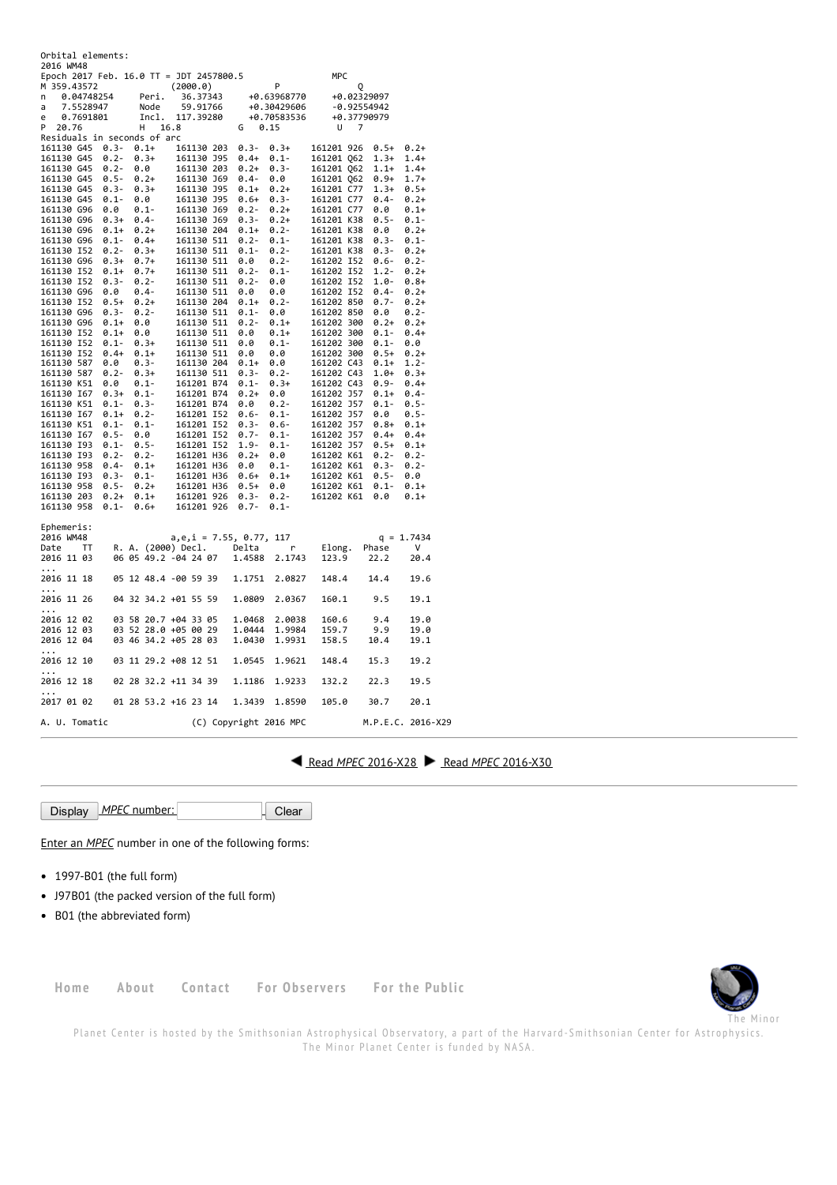```
Orbital elements:
2016 WM48
Epoch 2017 Feb. 16.0 TT = JDT 2457800.5                  MPC
M 359.43572              (2000.0)           P               Q
n   0.04748254     Peri.   36.37343     +0.63968770     +0.02329097
a   7.5528947      Node    59.91766     +0.30429606     -0.92554942
e   0.7691801      Incl.  117.39280     +0.70583536     +0.37790979
P  20.76           H  16.8          G   0.15           U   7
Residuals in seconds of arc
161130 G45  0.3-  0.1+    161130 203  0.3-  0.3+    161201 926  0.5+  0.2+
161130 G45  0.2-  0.3+    161130 J95  0.4+  0.1-    161201 Q62  1.3+  1.4+
161130 G45  0.2-  0.0     161130 203  0.2+  0.3-    161201 Q62  1.1+  1.4+
161130 G45  0.5-  0.2+    161130 J69  0.4-  0.0     161201 Q62  0.9+  1.7+
161130 G45  0.3-  0.3+    161130 J95  0.1+  0.2+    161201 C77  1.3+  0.5+
161130 G45  0.1-  0.0     161130 J95  0.6+  0.3-    161201 C77  0.4-  0.2+
161130 G96  0.0   0.1-    161130 J69  0.2-  0.2+    161201 C77  0.0   0.1+
161130 G96  0.3+  0.4-    161130 J69  0.3-  0.2+    161201 K38  0.5-  0.1-
161130 G96  0.1+  0.2+    161130 204  0.1+  0.2-    161201 K38  0.0   0.2+
161130 G96  0.1-  0.4+    161130 511  0.2-  0.1-    161201 K38  0.3-  0.1-
161130 I52  0.2-  0.3+    161130 511  0.1-  0.2-    161201 K38  0.3-  0.2+
161130 G96  0.3+  0.7+    161130 511  0.0   0.2-    161202 I52  0.6-  0.2-
161130 I52  0.1+  0.7+    161130 511  0.2-  0.1-    161202 I52  1.2-  0.2+
161130 I52  0.3-  0.2-    161130 511  0.2-  0.0     161202 I52  1.0-  0.8+
161130 G96  0.0   0.4-    161130 511  0.0   0.0     161202 I52  0.4-  0.2+
161130 I52  0.5+  0.2+    161130 204  0.1+  0.2-    161202 850  0.7-  0.2+
161130 G96  0.3-  0.2-    161130 511  0.1-  0.0     161202 850  0.0   0.2-
161130 G96  0.1+  0.0     161130 511  0.2-  0.1+    161202 300  0.2+  0.2+
161130 I52  0.1+  0.0     161130 511  0.0   0.1+    161202 300  0.1-  0.4+
161130 I52  0.1-  0.3+    161130 511  0.0   0.1-    161202 300  0.1-  0.0
161130 I52  0.4+  0.1+    161130 511  0.0   0.0     161202 300  0.5+  0.2+
161130 587  0.0   0.3-    161130 204  0.1+  0.0     161202 C43  0.1+  1.2-
161130 587  0.2-  0.3+    161130 511  0.3-  0.2-    161202 C43  1.0+  0.3+
161130 K51  0.0   0.1-    161201 B74  0.1-  0.3+    161202 C43  0.9-  0.4+
161130 I67  0.3+  0.1-    161201 B74  0.2+  0.0     161202 J57  0.1+  0.4-
161130 K51  0.1-  0.3-    161201 B74  0.0   0.2-    161202 J57  0.1-  0.5-
161130 I67  0.1+  0.2-    161201 I52  0.6-  0.1-    161202 J57  0.0   0.5-
161130 K51  0.1-  0.1-    161201 I52  0.3-  0.6-    161202 J57  0.8+  0.1+
161130 I67  0.5-  0.0     161201 I52  0.7-  0.1-    161202 J57  0.4+  0.4+
161130 I93  0.1-  0.5-    161201 I52  1.9-  0.1-    161202 J57  0.5+  0.1+
161130 I93  0.2-  0.2-    161201 H36  0.2+  0.0     161202 K61  0.2-  0.2-
161130 958  0.4-  0.1+    161201 H36  0.0   0.1-    161202 K61  0.3-  0.2-
161130 I93  0.3-  0.1-    161201 H36  0.6+  0.1+    161202 K61  0.5-  0.0
161130 958  0.5-  0.2+    161201 H36  0.5+  0.0     161202 K61  0.1-  0.1+
161130 203  0.2+  0.1+    161201 926  0.3-  0.2-    161202 K61  0.0   0.1+
161130 958  0.1-  0.6+    161201 926  0.7-  0.1-

Ephemeris:
2016 WM48                a,e,i = 7.55, 0.77, 117                q = 1.7434
Date    TT      R. A. (2000) Decl.     Delta     r     Elong.  Phase     V
2016 11 03    06 05 49.2 -04 24 07    1.4588  2.1743   123.9    22.2    20.4
...
2016 11 18    05 12 48.4 -00 59 39    1.1751  2.0827   148.4    14.4    19.6
...
2016 11 26    04 32 34.2 +01 55 59    1.0809  2.0367   160.1     9.5    19.1
...
2016 12 02    03 58 20.7 +04 33 05    1.0468  2.0038   160.6     9.4    19.0
2016 12 03    03 52 28.0 +05 00 29    1.0444  1.9984   159.7     9.9    19.0
2016 12 04    03 46 34.2 +05 28 03    1.0430  1.9931   158.5    10.4    19.1
...
2016 12 10    03 11 29.2 +08 12 51    1.0545  1.9621   148.4    15.3    19.2
...
2016 12 18    02 28 32.2 +11 34 39    1.1186  1.9233   132.2    22.3    19.5
...
2017 01 02    01 28 53.2 +16 23 14    1.3439  1.8590   105.0    30.7    20.1

A. U. Tomatic                 (C) Copyright 2016 MPC           M.P.E.C. 2016-X29
```

◀ Read *MPEC* 2016-X28 ▶ Read *MPEC* 2016-X30

Display *MPEC* number: Clear

Enter an *MPEC* number in one of the following forms:

- 1997-B01 (the full form)
- J97B01 (the packed version of the full form)
- B01 (the abbreviated form)

Home About Contact For Observers For the Public

The Minor Planet Center is hosted by the Smithsonian Astrophysical Observatory, a part of the Harvard-Smithsonian Center for Astrophysics. The Minor Planet Center is funded by NASA.